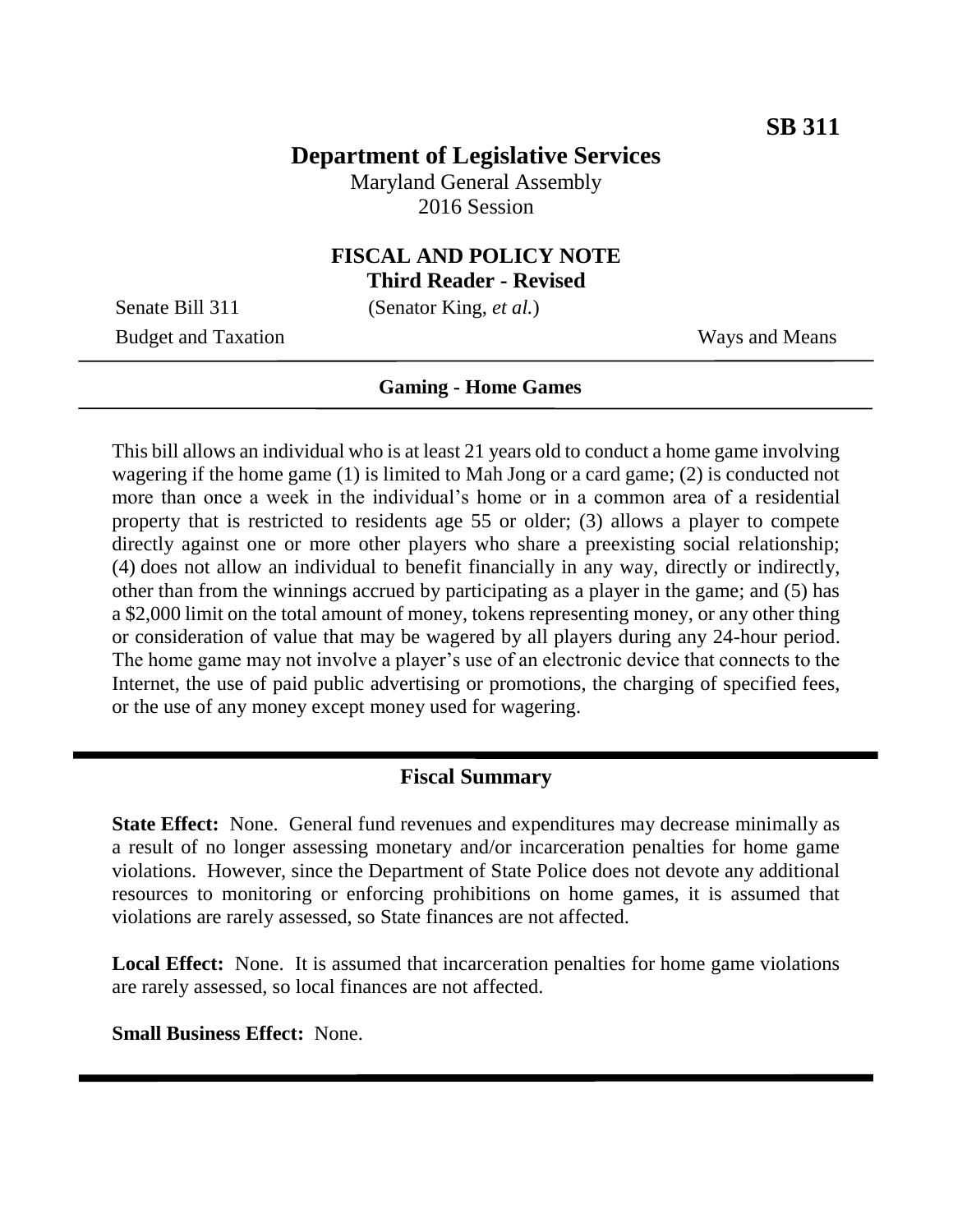**SB 311**

# Department of Legislative Services

Maryland General Assembly
2016 Session

## FISCAL AND POLICY NOTE
**Third Reader - Revised**

Senate Bill 311 (Senator King, *et al.*)

Budget and Taxation Ways and Means

---

**Gaming - Home Games**

---

This bill allows an individual who is at least 21 years old to conduct a home game involving wagering if the home game (1) is limited to Mah Jong or a card game; (2) is conducted not more than once a week in the individual's home or in a common area of a residential property that is restricted to residents age 55 or older; (3) allows a player to compete directly against one or more other players who share a preexisting social relationship; (4) does not allow an individual to benefit financially in any way, directly or indirectly, other than from the winnings accrued by participating as a player in the game; and (5) has a $2,000 limit on the total amount of money, tokens representing money, or any other thing or consideration of value that may be wagered by all players during any 24-hour period. The home game may not involve a player's use of an electronic device that connects to the Internet, the use of paid public advertising or promotions, the charging of specified fees, or the use of any money except money used for wagering.

---

## Fiscal Summary

**State Effect:** None. General fund revenues and expenditures may decrease minimally as a result of no longer assessing monetary and/or incarceration penalties for home game violations. However, since the Department of State Police does not devote any additional resources to monitoring or enforcing prohibitions on home games, it is assumed that violations are rarely assessed, so State finances are not affected.

**Local Effect:** None. It is assumed that incarceration penalties for home game violations are rarely assessed, so local finances are not affected.

**Small Business Effect:** None.

---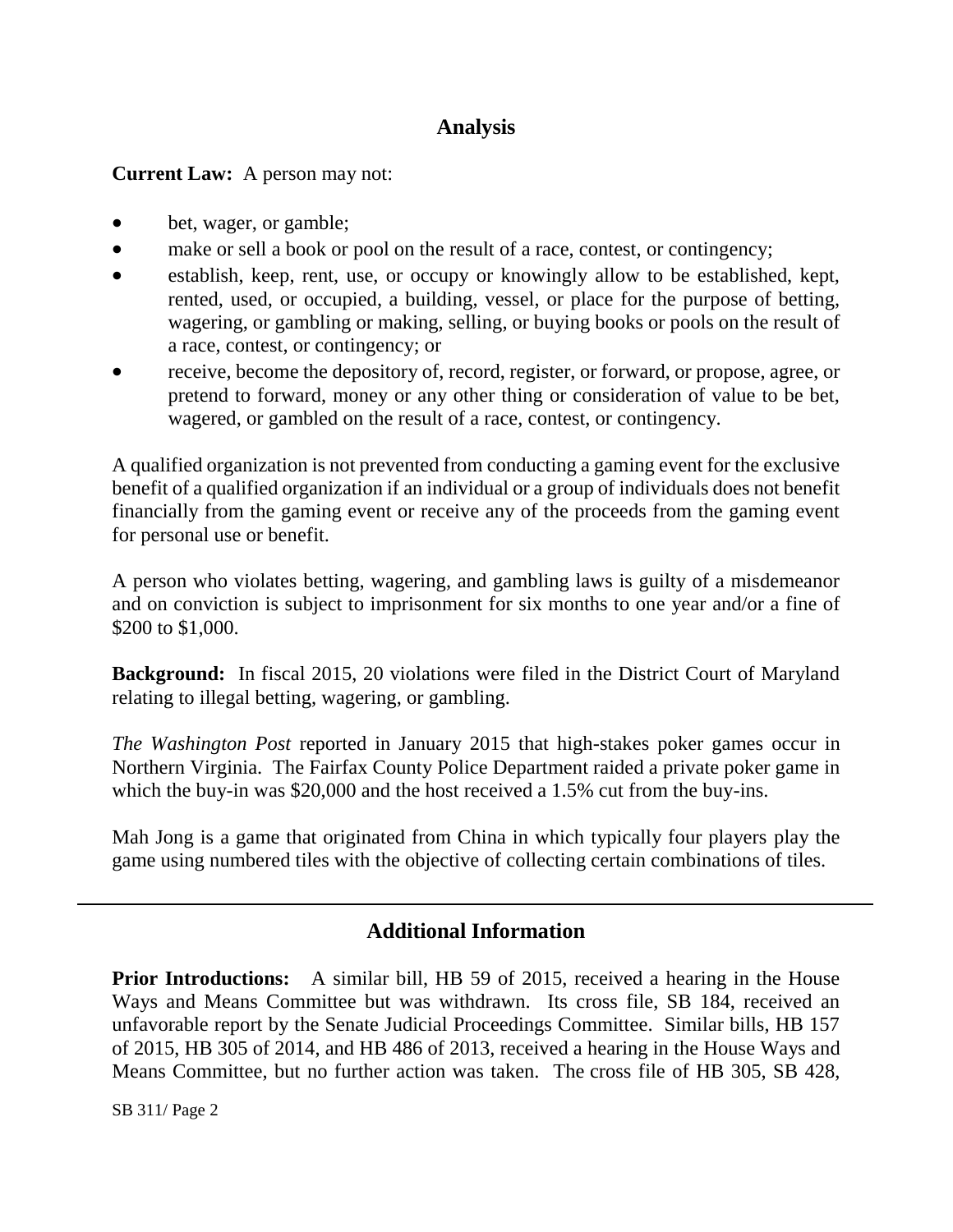## Analysis

**Current Law:** A person may not:

- bet, wager, or gamble;
- make or sell a book or pool on the result of a race, contest, or contingency;
- establish, keep, rent, use, or occupy or knowingly allow to be established, kept, rented, used, or occupied, a building, vessel, or place for the purpose of betting, wagering, or gambling or making, selling, or buying books or pools on the result of a race, contest, or contingency; or
- receive, become the depository of, record, register, or forward, or propose, agree, or pretend to forward, money or any other thing or consideration of value to be bet, wagered, or gambled on the result of a race, contest, or contingency.

A qualified organization is not prevented from conducting a gaming event for the exclusive benefit of a qualified organization if an individual or a group of individuals does not benefit financially from the gaming event or receive any of the proceeds from the gaming event for personal use or benefit.

A person who violates betting, wagering, and gambling laws is guilty of a misdemeanor and on conviction is subject to imprisonment for six months to one year and/or a fine of $200 to $1,000.

**Background:** In fiscal 2015, 20 violations were filed in the District Court of Maryland relating to illegal betting, wagering, or gambling.

*The Washington Post* reported in January 2015 that high-stakes poker games occur in Northern Virginia. The Fairfax County Police Department raided a private poker game in which the buy-in was $20,000 and the host received a 1.5% cut from the buy-ins.

Mah Jong is a game that originated from China in which typically four players play the game using numbered tiles with the objective of collecting certain combinations of tiles.

---

## Additional Information

**Prior Introductions:** A similar bill, HB 59 of 2015, received a hearing in the House Ways and Means Committee but was withdrawn. Its cross file, SB 184, received an unfavorable report by the Senate Judicial Proceedings Committee. Similar bills, HB 157 of 2015, HB 305 of 2014, and HB 486 of 2013, received a hearing in the House Ways and Means Committee, but no further action was taken. The cross file of HB 305, SB 428,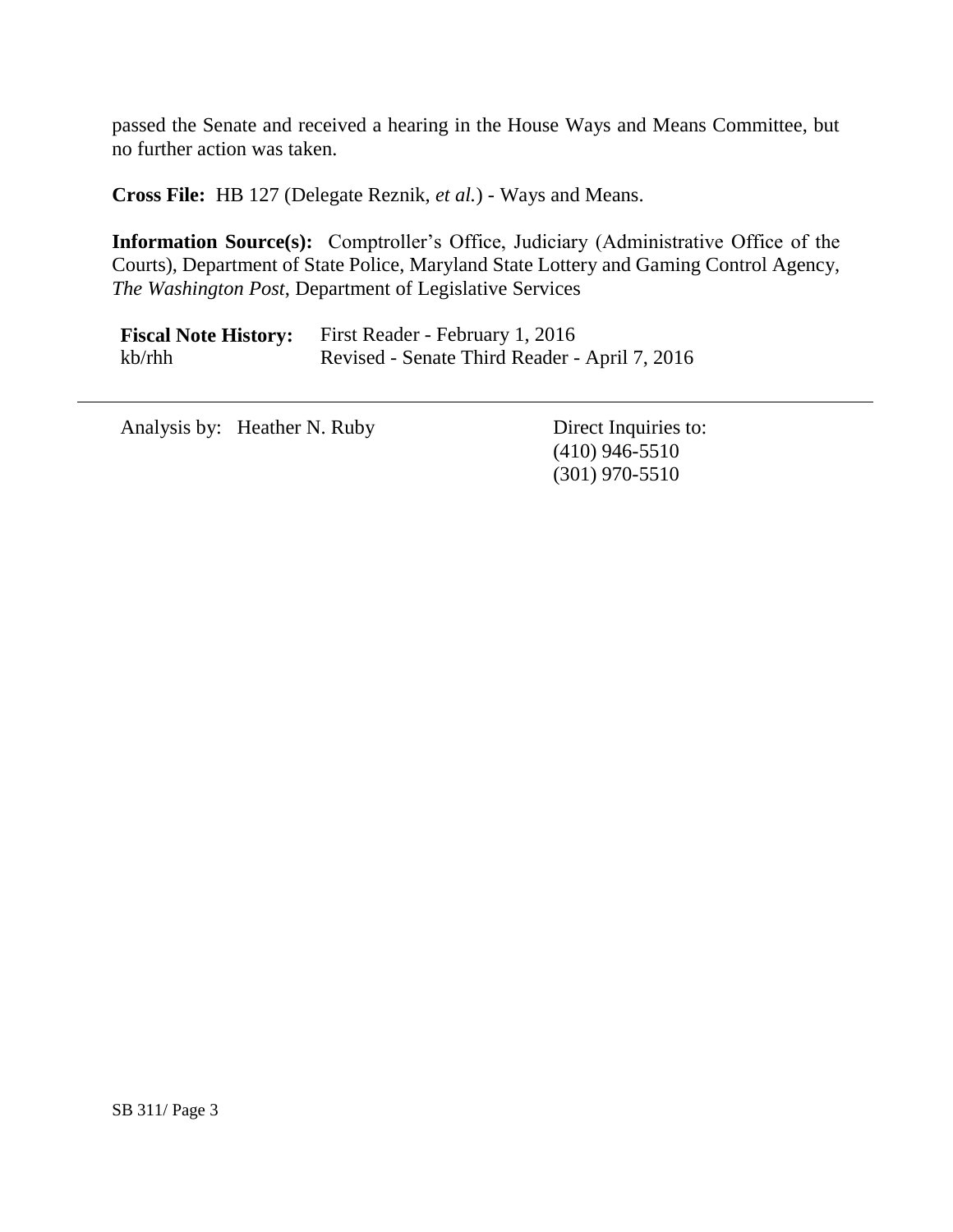passed the Senate and received a hearing in the House Ways and Means Committee, but no further action was taken.

**Cross File:** HB 127 (Delegate Reznik, *et al.*) - Ways and Means.

**Information Source(s):** Comptroller's Office, Judiciary (Administrative Office of the Courts), Department of State Police, Maryland State Lottery and Gaming Control Agency, *The Washington Post*, Department of Legislative Services

| | |
|---|---|
| **Fiscal Note History:** | First Reader - February 1, 2016 |
| kb/rhh | Revised - Senate Third Reader - April 7, 2016 |

---

Analysis by: Heather N. Ruby

Direct Inquiries to:
(410) 946-5510
(301) 970-5510